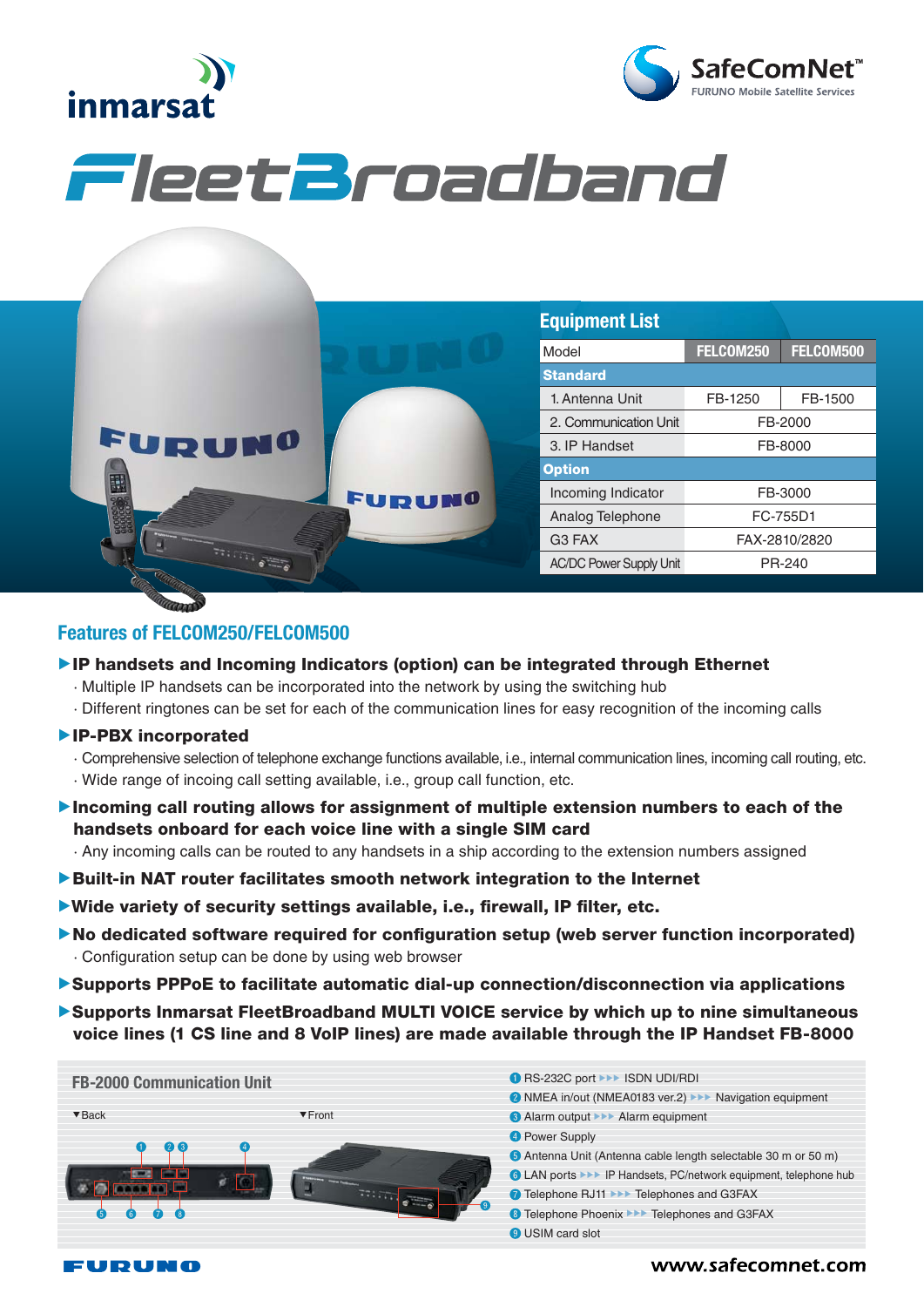inmarsat

SafeComNet™
FURUNO Mobile Satellite Services

# FleetBroadband

## Equipment List

| Model | FELCOM250 | FELCOM500 |
|---|---|---|
| **Standard** | | |
| 1. Antenna Unit | FB-1250 | FB-1500 |
| 2. Communication Unit | FB-2000 | |
| 3. IP Handset | FB-8000 | |
| **Option** | | |
| Incoming Indicator | FB-3000 | |
| Analog Telephone | FC-755D1 | |
| G3 FAX | FAX-2810/2820 | |
| AC/DC Power Supply Unit | PR-240 | |

## Features of FELCOM250/FELCOM500

- **IP handsets and Incoming Indicators (option) can be integrated through Ethernet**
  - Multiple IP handsets can be incorporated into the network by using the switching hub
  - Different ringtones can be set for each of the communication lines for easy recognition of the incoming calls
- **IP-PBX incorporated**
  - Comprehensive selection of telephone exchange functions available, i.e., internal communication lines, incoming call routing, etc.
  - Wide range of incoing call setting available, i.e., group call function, etc.
- **Incoming call routing allows for assignment of multiple extension numbers to each of the handsets onboard for each voice line with a single SIM card**
  - Any incoming calls can be routed to any handsets in a ship according to the extension numbers assigned
- **Built-in NAT router facilitates smooth network integration to the Internet**
- **Wide variety of security settings available, i.e., firewall, IP filter, etc.**
- **No dedicated software required for configuration setup (web server function incorporated)**
  - Configuration setup can be done by using web browser
- **Supports PPPoE to facilitate automatic dial-up connection/disconnection via applications**
- **Supports Inmarsat FleetBroadband MULTI VOICE service by which up to nine simultaneous voice lines (1 CS line and 8 VoIP lines) are made available through the IP Handset FB-8000**

## FB-2000 Communication Unit

▼Back ▼Front

1. RS-232C port ▸▸▸ ISDN UDI/RDI
2. NMEA in/out (NMEA0183 ver.2) ▸▸▸ Navigation equipment
3. Alarm output ▸▸▸ Alarm equipment
4. Power Supply
5. Antenna Unit (Antenna cable length selectable 30 m or 50 m)
6. LAN ports ▸▸▸ IP Handsets, PC/network equipment, telephone hub
7. Telephone RJ11 ▸▸▸ Telephones and G3FAX
8. Telephone Phoenix ▸▸▸ Telephones and G3FAX
9. USIM card slot

FURUNO

www.safecomnet.com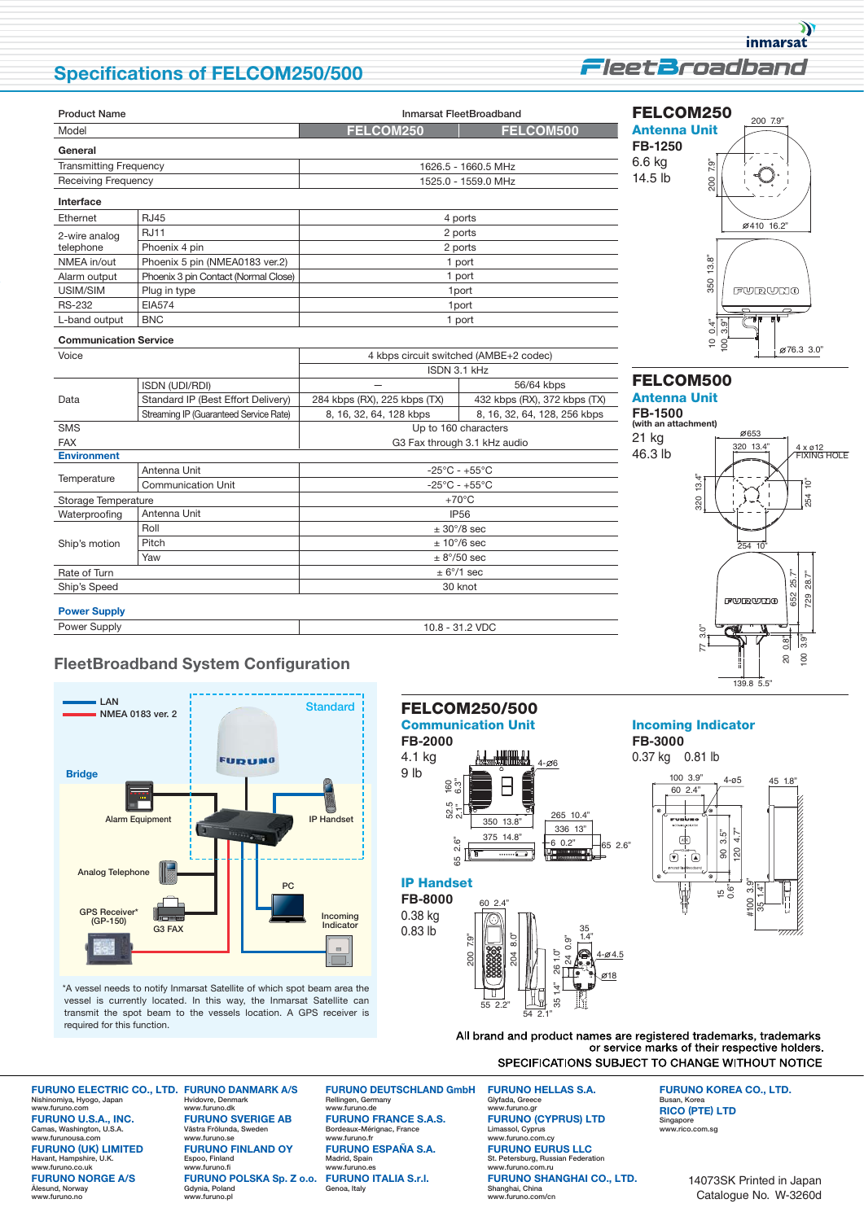# Specifications of FELCOM250/500

inmarsat

FleetBroadband

| Product Name | | Inmarsat FleetBroadband | |
|---|---|---|---|
| Model | | FELCOM250 | FELCOM500 |
| **General** | | | |
| Transmitting Frequency | | 1626.5 - 1660.5 MHz | |
| Receiving Frequency | | 1525.0 - 1559.0 MHz | |
| **Interface** | | | |
| Ethernet | RJ45 | 4 ports | |
| 2-wire analog telephone | RJ11 | 2 ports | |
| | Phoenix 4 pin | 2 ports | |
| NMEA in/out | Phoenix 5 pin (NMEA0183 ver.2) | 1 port | |
| Alarm output | Phoenix 3 pin Contact (Normal Close) | 1 port | |
| USIM/SIM | Plug in type | 1port | |
| RS-232 | EIA574 | 1port | |
| L-band output | BNC | 1 port | |
| **Communication Service** | | | |
| Voice | | 4 kbps circuit switched (AMBE+2 codec) | |
| | | ISDN 3.1 kHz | |
| Data | ISDN (UDI/RDI) | — | 56/64 kbps |
| | Standard IP (Best Effort Delivery) | 284 kbps (RX), 225 kbps (TX) | 432 kbps (RX), 372 kbps (TX) |
| | Streaming IP (Guaranteed Service Rate) | 8, 16, 32, 64, 128 kbps | 8, 16, 32, 64, 128, 256 kbps |
| SMS | | Up to 160 characters | |
| FAX | | G3 Fax through 3.1 kHz audio | |
| **Environment** | | | |
| Temperature | Antenna Unit | -25°C - +55°C | |
| | Communication Unit | -25°C - +55°C | |
| Storage Temperature | | +70°C | |
| Waterproofing | Antenna Unit | IP56 | |
| Ship's motion | Roll | ± 30°/8 sec | |
| | Pitch | ± 10°/6 sec | |
| | Yaw | ± 8°/50 sec | |
| Rate of Turn | | ± 6°/1 sec | |
| Ship's Speed | | 30 knot | |
| **Power Supply** | | | |
| Power Supply | | 10.8 - 31.2 VDC | |

## FELCOM250 Antenna Unit

**FB-1250**
6.6 kg
14.5 lb

200 7.9"
200 7.9"
Ø410 16.2"
350 13.8"
FURUNO
10 0.4"
100 3.9"
Ø76.3 3.0"

## FELCOM500 Antenna Unit

**FB-1500**
(with an attachment)
21 kg
46.3 lb

Ø653
320 13.4"
4 x ø12 FIXING HOLE
320 13.4"
254 10"
254 10"
FURUNO
652 25.7"
729 28.7"
77 3.0"
20 0.8"
100 3.9"
139.8 5.5"

## FleetBroadband System Configuration

LAN
NMEA 0183 ver. 2
Standard
Bridge
Alarm Equipment
IP Handset
Analog Telephone
PC
GPS Receiver* (GP-150)
G3 FAX
Incoming Indicator

*A vessel needs to notify Inmarsat Satellite of which spot beam area the vessel is currently located. In this way, the Inmarsat Satellite can transmit the spot beam to the vessels location. A GPS receiver is required for this function.

## FELCOM250/500 Communication Unit

**FB-2000**
4.1 kg
9 lb

4-Ø6
160 6.3"
52.5 2.1"
350 13.8"
375 14.8"
265 10.4"
336 13"
6 0.2"
65 2.6"
65 2.6"

## Incoming Indicator

**FB-3000**
0.37 kg 0.81 lb

100 3.9"
60 2.4"
4-ø5
45 1.8"
90 3.5"
120 4.7"
15 0.6"
#100 3.9"
35 1.4"

## IP Handset

**FB-8000**
0.38 kg
0.83 lb

60 2.4"
200 7.9"
204 8.0"
26 1.0"
24 0.9"
35 1.4"
4-ø4.5
ø18
55 2.2"
54 2.1"
35 1.4"

All brand and product names are registered trademarks, trademarks or service marks of their respective holders.

SPECIFICATIONS SUBJECT TO CHANGE WITHOUT NOTICE

**FURUNO ELECTRIC CO., LTD.**
Nishinomiya, Hyogo, Japan
www.furuno.com

**FURUNO U.S.A., INC.**
Camas, Washington, U.S.A.
www.furunousa.com

**FURUNO (UK) LIMITED**
Havant, Hampshire, U.K.
www.furuno.co.uk

**FURUNO NORGE A/S**
Ålesund, Norway
www.furuno.no

**FURUNO DANMARK A/S**
Hvidovre, Denmark
www.furuno.dk

**FURUNO SVERIGE AB**
Västra Frölunda, Sweden
www.furuno.se

**FURUNO FINLAND OY**
Espoo, Finland
www.furuno.fi

**FURUNO POLSKA Sp. Z o.o.**
Gdynia, Poland
www.furuno.pl

**FURUNO DEUTSCHLAND GmbH**
Rellingen, Germany
www.furuno.de

**FURUNO FRANCE S.A.S.**
Bordeaux-Mérignac, France
www.furuno.fr

**FURUNO ESPAÑA S.A.**
Madrid, Spain
www.furuno.es

**FURUNO ITALIA S.r.l.**
Genoa, Italy

**FURUNO HELLAS S.A.**
Glyfada, Greece
www.furuno.gr

**FURUNO (CYPRUS) LTD**
Limassol, Cyprus
www.furuno.com.cy

**FURUNO EURUS LLC**
St. Petersburg, Russian Federation
www.furuno.com.ru

**FURUNO SHANGHAI CO., LTD.**
Shanghai, China
www.furuno.com/cn

**FURUNO KOREA CO., LTD.**
Busan, Korea

**RICO (PTE) LTD**
Singapore
www.rico.com.sg

14073SK Printed in Japan
Catalogue No. W-3260d